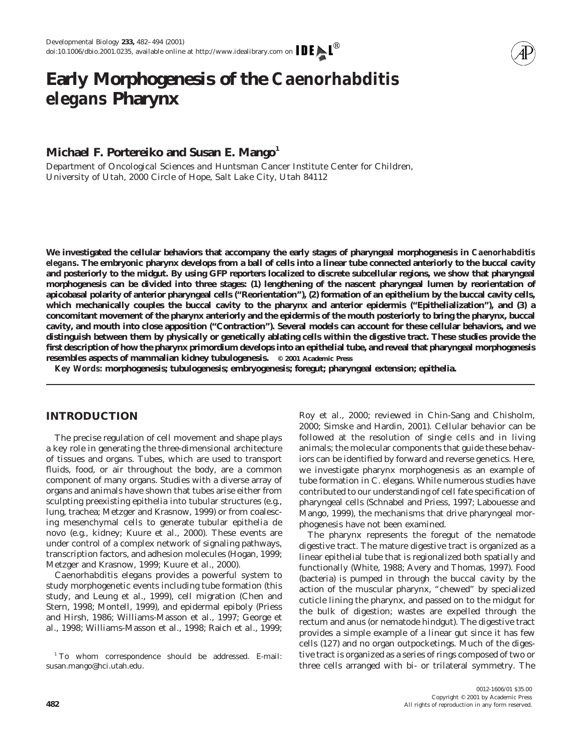# Early Morphogenesis of the *Caenorhabditis elegans* Pharynx

## Michael F. Portereiko and Susan E. Mango[1]

Department of Oncological Sciences and Huntsman Cancer Institute Center for Children, University of Utah, 2000 Circle of Hope, Salt Lake City, Utah 84112

**We investigated the cellular behaviors that accompany the early stages of pharyngeal morphogenesis in *Caenorhabditis elegans*. The embryonic pharynx develops from a ball of cells into a linear tube connected anteriorly to the buccal cavity and posteriorly to the midgut. By using GFP reporters localized to discrete subcellular regions, we show that pharyngeal morphogenesis can be divided into three stages: (1) lengthening of the nascent pharyngeal lumen by reorientation of apicobasal polarity of anterior pharyngeal cells ("Reorientation"), (2) formation of an epithelium by the buccal cavity cells, which mechanically couples the buccal cavity to the pharynx and anterior epidermis ("Epithelialization"), and (3) a concomitant movement of the pharynx anteriorly and the epidermis of the mouth posteriorly to bring the pharynx, buccal cavity, and mouth into close apposition ("Contraction"). Several models can account for these cellular behaviors, and we distinguish between them by physically or genetically ablating cells within the digestive tract. These studies provide the first description of how the pharynx primordium develops into an epithelial tube, and reveal that pharyngeal morphogenesis resembles aspects of mammalian kidney tubulogenesis.** © 2001 Academic Press

***Key Words:*** **morphogenesis; tubulogenesis; embryogenesis; foregut; pharyngeal extension; epithelia.**

## INTRODUCTION

The precise regulation of cell movement and shape plays a key role in generating the three-dimensional architecture of tissues and organs. Tubes, which are used to transport fluids, food, or air throughout the body, are a common component of many organs. Studies with a diverse array of organs and animals have shown that tubes arise either from sculpting preexisting epithelia into tubular structures (e.g., lung, trachea; Metzger and Krasnow, 1999) or from coalescing mesenchymal cells to generate tubular epithelia de novo (e.g., kidney; Kuure *et al.*, 2000). These events are under control of a complex network of signaling pathways, transcription factors, and adhesion molecules (Hogan, 1999; Metzger and Krasnow, 1999; Kuure *et al.*, 2000).

Caenorhabditis elegans provides a powerful system to study morphogenetic events including tube formation (this study, and Leung *et al.*, 1999), cell migration (Chen and Stern, 1998; Montell, 1999), and epidermal epiboly (Priess and Hirsh, 1986; Williams-Masson *et al.*, 1997; George *et al.*, 1998; Williams-Masson *et al.*, 1998; Raich *et al.*, 1999; Roy *et al.*, 2000; reviewed in Chin-Sang and Chisholm, 2000; Simske and Hardin, 2001). Cellular behavior can be followed at the resolution of single cells and in living animals; the molecular components that guide these behaviors can be identified by forward and reverse genetics. Here, we investigate pharynx morphogenesis as an example of tube formation in *C. elegans*. While numerous studies have contributed to our understanding of cell fate specification of pharyngeal cells (Schnabel and Priess, 1997; Labouesse and Mango, 1999), the mechanisms that drive pharyngeal morphogenesis have not been examined.

The pharynx represents the foregut of the nematode digestive tract. The mature digestive tract is organized as a linear epithelial tube that is regionalized both spatially and functionally (White, 1988; Avery and Thomas, 1997). Food (bacteria) is pumped in through the buccal cavity by the action of the muscular pharynx, "chewed" by specialized cuticle lining the pharynx, and passed on to the midgut for the bulk of digestion; wastes are expelled through the rectum and anus (or nematode hindgut). The digestive tract provides a simple example of a linear gut since it has few cells (127) and no organ outpocketings. Much of the digestive tract is organized as a series of rings composed of two or three cells arranged with bi- or trilateral symmetry. The

[1] To whom correspondence should be addressed. E-mail: susan.mango@hci.utah.edu.

0012-1606/01 $35.00
Copyright © 2001 by Academic Press
All rights of reproduction in any form reserved.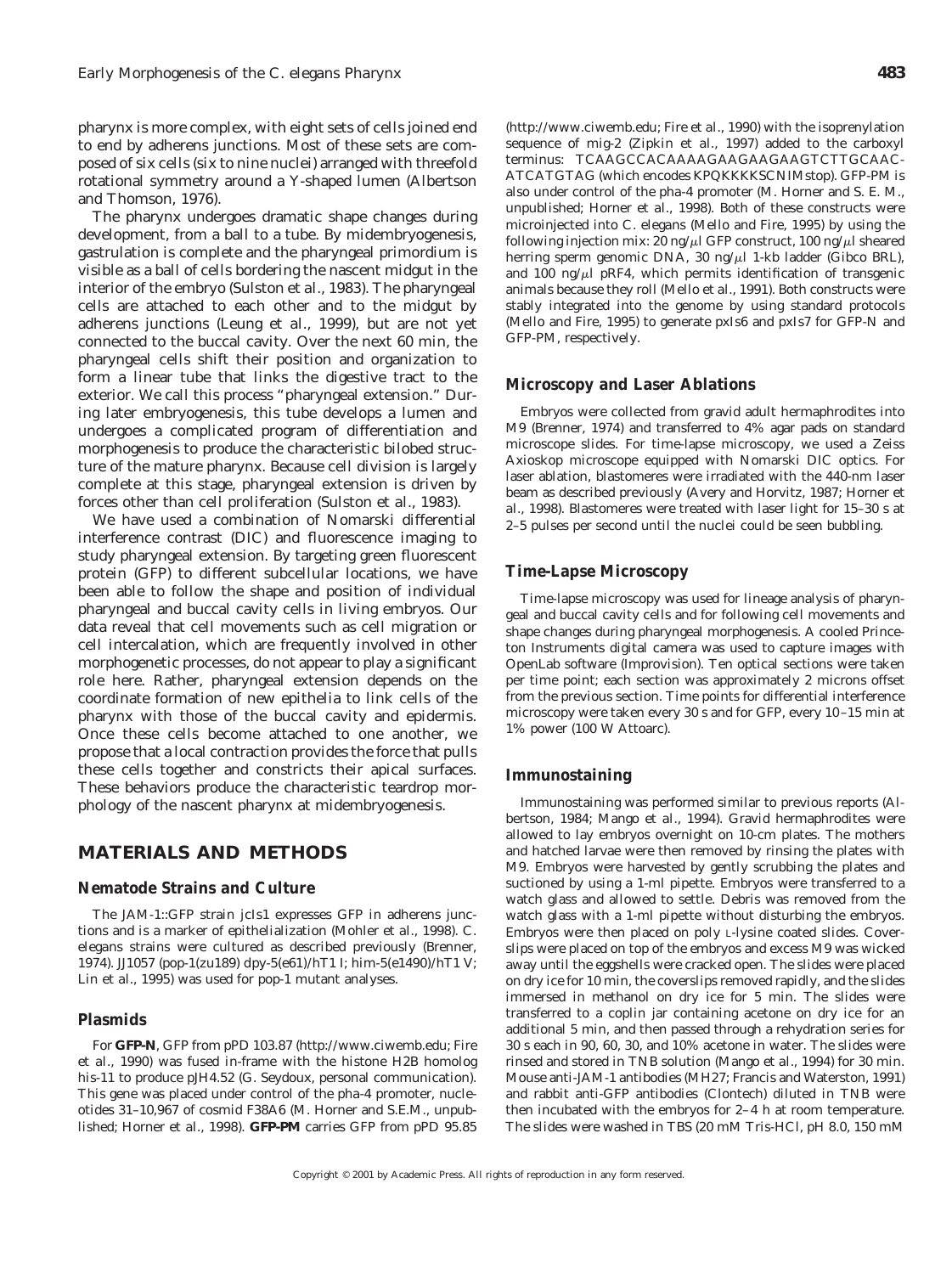pharynx is more complex, with eight sets of cells joined end to end by adherens junctions. Most of these sets are composed of six cells (six to nine nuclei) arranged with threefold rotational symmetry around a Y-shaped lumen (Albertson and Thomson, 1976).

The pharynx undergoes dramatic shape changes during development, from a ball to a tube. By midembryogenesis, gastrulation is complete and the pharyngeal primordium is visible as a ball of cells bordering the nascent midgut in the interior of the embryo (Sulston *et al.*, 1983). The pharyngeal cells are attached to each other and to the midgut by adherens junctions (Leung *et al.*, 1999), but are not yet connected to the buccal cavity. Over the next 60 min, the pharyngeal cells shift their position and organization to form a linear tube that links the digestive tract to the exterior. We call this process "pharyngeal extension." During later embryogenesis, this tube develops a lumen and undergoes a complicated program of differentiation and morphogenesis to produce the characteristic bilobed structure of the mature pharynx. Because cell division is largely complete at this stage, pharyngeal extension is driven by forces other than cell proliferation (Sulston *et al.*, 1983).

We have used a combination of Nomarski differential interference contrast (DIC) and fluorescence imaging to study pharyngeal extension. By targeting green fluorescent protein (GFP) to different subcellular locations, we have been able to follow the shape and position of individual pharyngeal and buccal cavity cells in living embryos. Our data reveal that cell movements such as cell migration or cell intercalation, which are frequently involved in other morphogenetic processes, do not appear to play a significant role here. Rather, pharyngeal extension depends on the coordinate formation of new epithelia to link cells of the pharynx with those of the buccal cavity and epidermis. Once these cells become attached to one another, we propose that a local contraction provides the force that pulls these cells together and constricts their apical surfaces. These behaviors produce the characteristic teardrop morphology of the nascent pharynx at midembryogenesis.

## MATERIALS AND METHODS

### Nematode Strains and Culture

The JAM-1::GFP strain jcIs1 expresses GFP in adherens junctions and is a marker of epithelialization (Mohler *et al.*, 1998). *C. elegans* strains were cultured as described previously (Brenner, 1974). JJ1057 (*pop-1(zu189) dpy-5(e61)/hT1 I; him-5(e1490)/hT1 V*; Lin *et al.*, 1995) was used for *pop-1* mutant analyses.

### Plasmids

For **GFP-N**, GFP from pPD 103.87 (http://www.ciwemb.edu; Fire *et al.*, 1990) was fused in-frame with the histone H2B homolog *his-11* to produce pJH4.52 (G. Seydoux, personal communication). This gene was placed under control of the *pha-4* promoter, nucleotides 31–10,967 of cosmid F38A6 (M. Horner and S.E.M., unpublished; Horner *et al.*, 1998). **GFP-PM** carries GFP from pPD 95.85 (http://www.ciwemb.edu; Fire *et al.*, 1990) with the isoprenylation sequence of *mig-2* (Zipkin *et al.*, 1997) added to the carboxyl terminus: TCAAGCCACAAAAGAAGAAGAAGTCTTGCAACATCATGTAG (which encodes KPQKKKKSCNIMstop). GFP-PM is also under control of the *pha-4* promoter (M. Horner and S. E. M., unpublished; Horner *et al.*, 1998). Both of these constructs were microinjected into *C. elegans* (Mello and Fire, 1995) by using the following injection mix: 20 ng/μl GFP construct, 100 ng/μl sheared herring sperm genomic DNA, 30 ng/μl 1-kb ladder (Gibco BRL), and 100 ng/μl pRF4, which permits identification of transgenic animals because they roll (Mello *et al.*, 1991). Both constructs were stably integrated into the genome by using standard protocols (Mello and Fire, 1995) to generate pxIs6 and pxIs7 for GFP-N and GFP-PM, respectively.

### Microscopy and Laser Ablations

Embryos were collected from gravid adult hermaphrodites into M9 (Brenner, 1974) and transferred to 4% agar pads on standard microscope slides. For time-lapse microscopy, we used a Zeiss Axioskop microscope equipped with Nomarski DIC optics. For laser ablation, blastomeres were irradiated with the 440-nm laser beam as described previously (Avery and Horvitz, 1987; Horner *et al.*, 1998). Blastomeres were treated with laser light for 15–30 s at 2–5 pulses per second until the nuclei could be seen bubbling.

### Time-Lapse Microscopy

Time-lapse microscopy was used for lineage analysis of pharyngeal and buccal cavity cells and for following cell movements and shape changes during pharyngeal morphogenesis. A cooled Princeton Instruments digital camera was used to capture images with OpenLab software (Improvision). Ten optical sections were taken per time point; each section was approximately 2 microns offset from the previous section. Time points for differential interference microscopy were taken every 30 s and for GFP, every 10–15 min at 1% power (100 W Attoarc).

### Immunostaining

Immunostaining was performed similar to previous reports (Albertson, 1984; Mango *et al.*, 1994). Gravid hermaphrodites were allowed to lay embryos overnight on 10-cm plates. The mothers and hatched larvae were then removed by rinsing the plates with M9. Embryos were harvested by gently scrubbing the plates and suctioned by using a 1-ml pipette. Embryos were transferred to a watch glass and allowed to settle. Debris was removed from the watch glass with a 1-ml pipette without disturbing the embryos. Embryos were then placed on poly L-lysine coated slides. Coverslips were placed on top of the embryos and excess M9 was wicked away until the eggshells were cracked open. The slides were placed on dry ice for 10 min, the coverslips removed rapidly, and the slides immersed in methanol on dry ice for 5 min. The slides were transferred to a coplin jar containing acetone on dry ice for an additional 5 min, and then passed through a rehydration series for 30 s each in 90, 60, 30, and 10% acetone in water. The slides were rinsed and stored in TNB solution (Mango *et al.*, 1994) for 30 min. Mouse anti-JAM-1 antibodies (MH27; Francis and Waterston, 1991) and rabbit anti-GFP antibodies (Clontech) diluted in TNB were then incubated with the embryos for 2–4 h at room temperature. The slides were washed in TBS (20 mM Tris-HCl, pH 8.0, 150 mM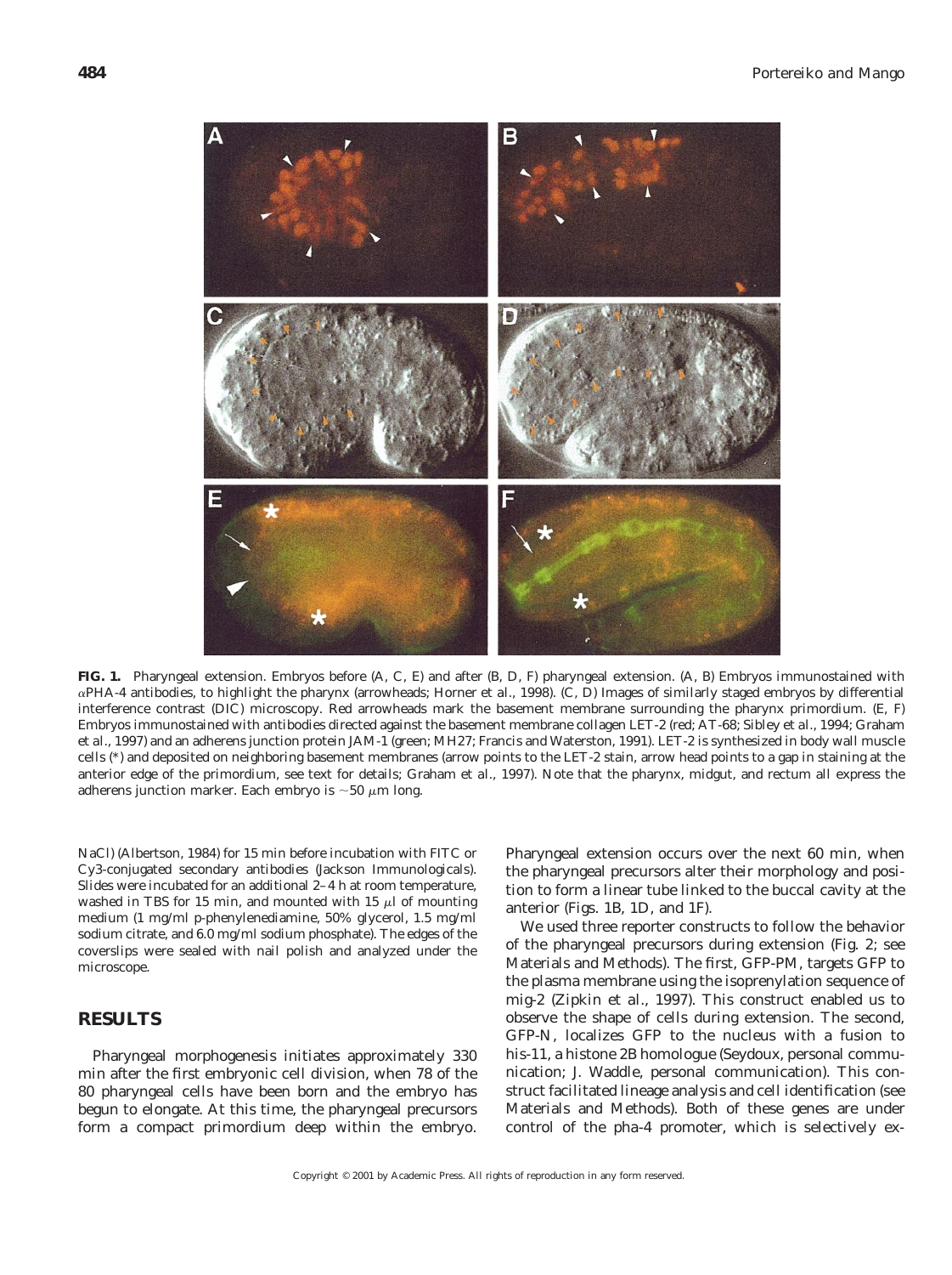**FIG. 1.** Pharyngeal extension. Embryos before (A, C, E) and after (B, D, F) pharyngeal extension. (A, B) Embryos immunostained with αPHA-4 antibodies, to highlight the pharynx (arrowheads; Horner et al., 1998). (C, D) Images of similarly staged embryos by differential interference contrast (DIC) microscopy. Red arrowheads mark the basement membrane surrounding the pharynx primordium. (E, F) Embryos immunostained with antibodies directed against the basement membrane collagen LET-2 (red; AT-68; Sibley et al., 1994; Graham et al., 1997) and an adherens junction protein JAM-1 (green; MH27; Francis and Waterston, 1991). LET-2 is synthesized in body wall muscle cells (*) and deposited on neighboring basement membranes (arrow points to the LET-2 stain, arrow head points to a gap in staining at the anterior edge of the primordium, see text for details; Graham et al., 1997). Note that the pharynx, midgut, and rectum all express the adherens junction marker. Each embryo is ~50 μm long.

NaCl) (Albertson, 1984) for 15 min before incubation with FITC or Cy3-conjugated secondary antibodies (Jackson Immunologicals). Slides were incubated for an additional 2–4 h at room temperature, washed in TBS for 15 min, and mounted with 15 μl of mounting medium (1 mg/ml p-phenylenediamine, 50% glycerol, 1.5 mg/ml sodium citrate, and 6.0 mg/ml sodium phosphate). The edges of the coverslips were sealed with nail polish and analyzed under the microscope.

## RESULTS

Pharyngeal morphogenesis initiates approximately 330 min after the first embryonic cell division, when 78 of the 80 pharyngeal cells have been born and the embryo has begun to elongate. At this time, the pharyngeal precursors form a compact primordium deep within the embryo. Pharyngeal extension occurs over the next 60 min, when the pharyngeal precursors alter their morphology and position to form a linear tube linked to the buccal cavity at the anterior (Figs. 1B, 1D, and 1F).

We used three reporter constructs to follow the behavior of the pharyngeal precursors during extension (Fig. 2; see Materials and Methods). The first, GFP-PM, targets GFP to the plasma membrane using the isoprenylation sequence of *mig-2* (Zipkin et al., 1997). This construct enabled us to observe the shape of cells during extension. The second, GFP-N, localizes GFP to the nucleus with a fusion to *his-11*, a histone 2B homologue (Seydoux, personal communication; J. Waddle, personal communication). This construct facilitated lineage analysis and cell identification (see Materials and Methods). Both of these genes are under control of the *pha-4* promoter, which is selectively ex-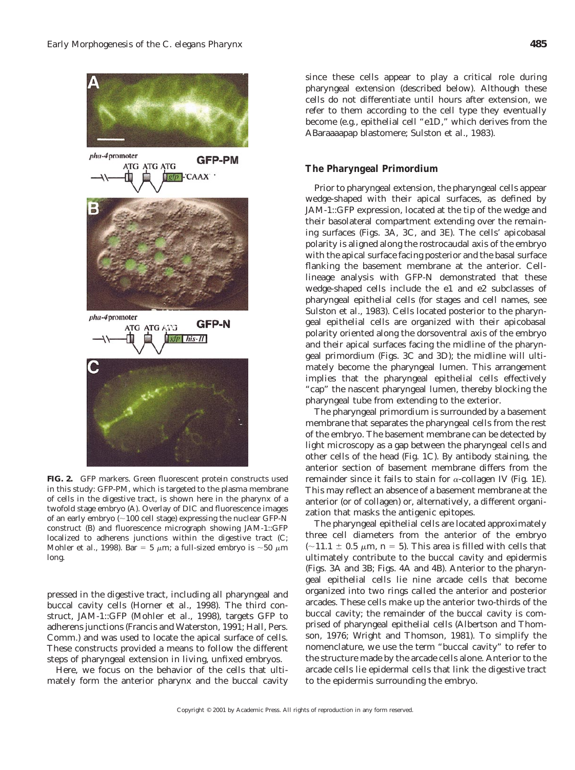**FIG. 2.** GFP markers. Green fluorescent protein constructs used in this study: GFP-PM, which is targeted to the plasma membrane of cells in the digestive tract, is shown here in the pharynx of a twofold stage embryo (A). Overlay of DIC and fluorescence images of an early embryo (~100 cell stage) expressing the nuclear GFP-N construct (B) and fluorescence micrograph showing JAM-1::GFP localized to adherens junctions within the digestive tract (C; Mohler *et al.*, 1998). Bar = 5 μm; a full-sized embryo is ~50 μm long.

pressed in the digestive tract, including all pharyngeal and buccal cavity cells (Horner *et al.*, 1998). The third construct, JAM-1::GFP (Mohler *et al.*, 1998), targets GFP to adherens junctions (Francis and Waterston, 1991; Hall, Pers. Comm.) and was used to locate the apical surface of cells. These constructs provided a means to follow the different steps of pharyngeal extension in living, unfixed embryos.

Here, we focus on the behavior of the cells that ultimately form the anterior pharynx and the buccal cavity since these cells appear to play a critical role during pharyngeal extension (described below). Although these cells do not differentiate until hours after extension, we refer to them according to the cell type they eventually become (e.g., epithelial cell "e1D," which derives from the ABaraaaapap blastomere; Sulston *et al.*, 1983).

### The Pharyngeal Primordium

Prior to pharyngeal extension, the pharyngeal cells appear wedge-shaped with their apical surfaces, as defined by JAM-1::GFP expression, located at the tip of the wedge and their basolateral compartment extending over the remaining surfaces (Figs. 3A, 3C, and 3E). The cells' apicobasal polarity is aligned along the rostrocaudal axis of the embryo with the apical surface facing posterior and the basal surface flanking the basement membrane at the anterior. Cell-lineage analysis with GFP-N demonstrated that these wedge-shaped cells include the e1 and e2 subclasses of pharyngeal epithelial cells (for stages and cell names, see Sulston *et al.*, 1983). Cells located posterior to the pharyngeal epithelial cells are organized with their apicobasal polarity oriented along the dorsoventral axis of the embryo and their apical surfaces facing the midline of the pharyngeal primordium (Figs. 3C and 3D); the midline will ultimately become the pharyngeal lumen. This arrangement implies that the pharyngeal epithelial cells effectively "cap" the nascent pharyngeal lumen, thereby blocking the pharyngeal tube from extending to the exterior.

The pharyngeal primordium is surrounded by a basement membrane that separates the pharyngeal cells from the rest of the embryo. The basement membrane can be detected by light microscopy as a gap between the pharyngeal cells and other cells of the head (Fig. 1C). By antibody staining, the anterior section of basement membrane differs from the remainder since it fails to stain for α-collagen IV (Fig. 1E). This may reflect an absence of a basement membrane at the anterior (or of collagen) or, alternatively, a different organization that masks the antigenic epitopes.

The pharyngeal epithelial cells are located approximately three cell diameters from the anterior of the embryo (~11.1 ± 0.5 μm, $n = 5$). This area is filled with cells that ultimately contribute to the buccal cavity and epidermis (Figs. 3A and 3B; Figs. 4A and 4B). Anterior to the pharyngeal epithelial cells lie nine arcade cells that become organized into two rings called the anterior and posterior arcades. These cells make up the anterior two-thirds of the buccal cavity; the remainder of the buccal cavity is comprised of pharyngeal epithelial cells (Albertson and Thomson, 1976; Wright and Thomson, 1981). To simplify the nomenclature, we use the term "buccal cavity" to refer to the structure made by the arcade cells alone. Anterior to the arcade cells lie epidermal cells that link the digestive tract to the epidermis surrounding the embryo.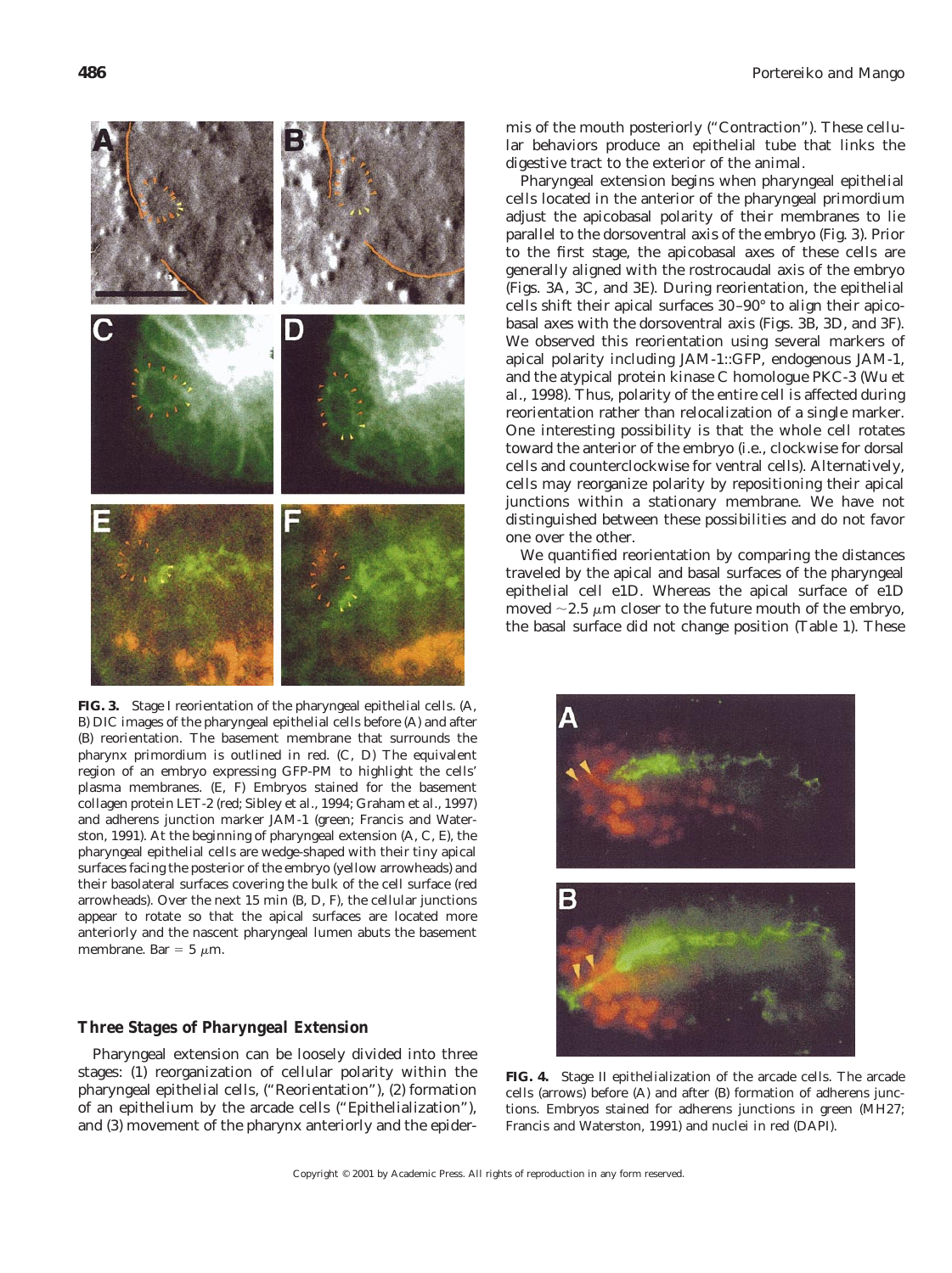**FIG. 3.** Stage I reorientation of the pharyngeal epithelial cells. (A, B) DIC images of the pharyngeal epithelial cells before (A) and after (B) reorientation. The basement membrane that surrounds the pharynx primordium is outlined in red. (C, D) The equivalent region of an embryo expressing GFP-PM to highlight the cells' plasma membranes. (E, F) Embryos stained for the basement collagen protein LET-2 (red; Sibley *et al.*, 1994; Graham *et al.*, 1997) and adherens junction marker JAM-1 (green; Francis and Waterston, 1991). At the beginning of pharyngeal extension (A, C, E), the pharyngeal epithelial cells are wedge-shaped with their tiny apical surfaces facing the posterior of the embryo (yellow arrowheads) and their basolateral surfaces covering the bulk of the cell surface (red arrowheads). Over the next 15 min (B, D, F), the cellular junctions appear to rotate so that the apical surfaces are located more anteriorly and the nascent pharyngeal lumen abuts the basement membrane. Bar = 5 $\mu$m.

### Three Stages of Pharyngeal Extension

Pharyngeal extension can be loosely divided into three stages: (1) reorganization of cellular polarity within the pharyngeal epithelial cells, ("Reorientation"), (2) formation of an epithelium by the arcade cells ("Epithelialization"), and (3) movement of the pharynx anteriorly and the epidermis of the mouth posteriorly ("Contraction"). These cellular behaviors produce an epithelial tube that links the digestive tract to the exterior of the animal.

Pharyngeal extension begins when pharyngeal epithelial cells located in the anterior of the pharyngeal primordium adjust the apicobasal polarity of their membranes to lie parallel to the dorsoventral axis of the embryo (Fig. 3). Prior to the first stage, the apicobasal axes of these cells are generally aligned with the rostrocaudal axis of the embryo (Figs. 3A, 3C, and 3E). During reorientation, the epithelial cells shift their apical surfaces 30–90° to align their apicobasal axes with the dorsoventral axis (Figs. 3B, 3D, and 3F). We observed this reorientation using several markers of apical polarity including JAM-1::GFP, endogenous JAM-1, and the atypical protein kinase C homologue PKC-3 (Wu *et al.*, 1998). Thus, polarity of the entire cell is affected during reorientation rather than relocalization of a single marker. One interesting possibility is that the whole cell rotates toward the anterior of the embryo (i.e., clockwise for dorsal cells and counterclockwise for ventral cells). Alternatively, cells may reorganize polarity by repositioning their apical junctions within a stationary membrane. We have not distinguished between these possibilities and do not favor one over the other.

We quantified reorientation by comparing the distances traveled by the apical and basal surfaces of the pharyngeal epithelial cell e1D. Whereas the apical surface of e1D moved ~2.5 $\mu$m closer to the future mouth of the embryo, the basal surface did not change position (Table 1). These

**FIG. 4.** Stage II epithelialization of the arcade cells. The arcade cells (arrows) before (A) and after (B) formation of adherens junctions. Embryos stained for adherens junctions in green (MH27; Francis and Waterston, 1991) and nuclei in red (DAPI).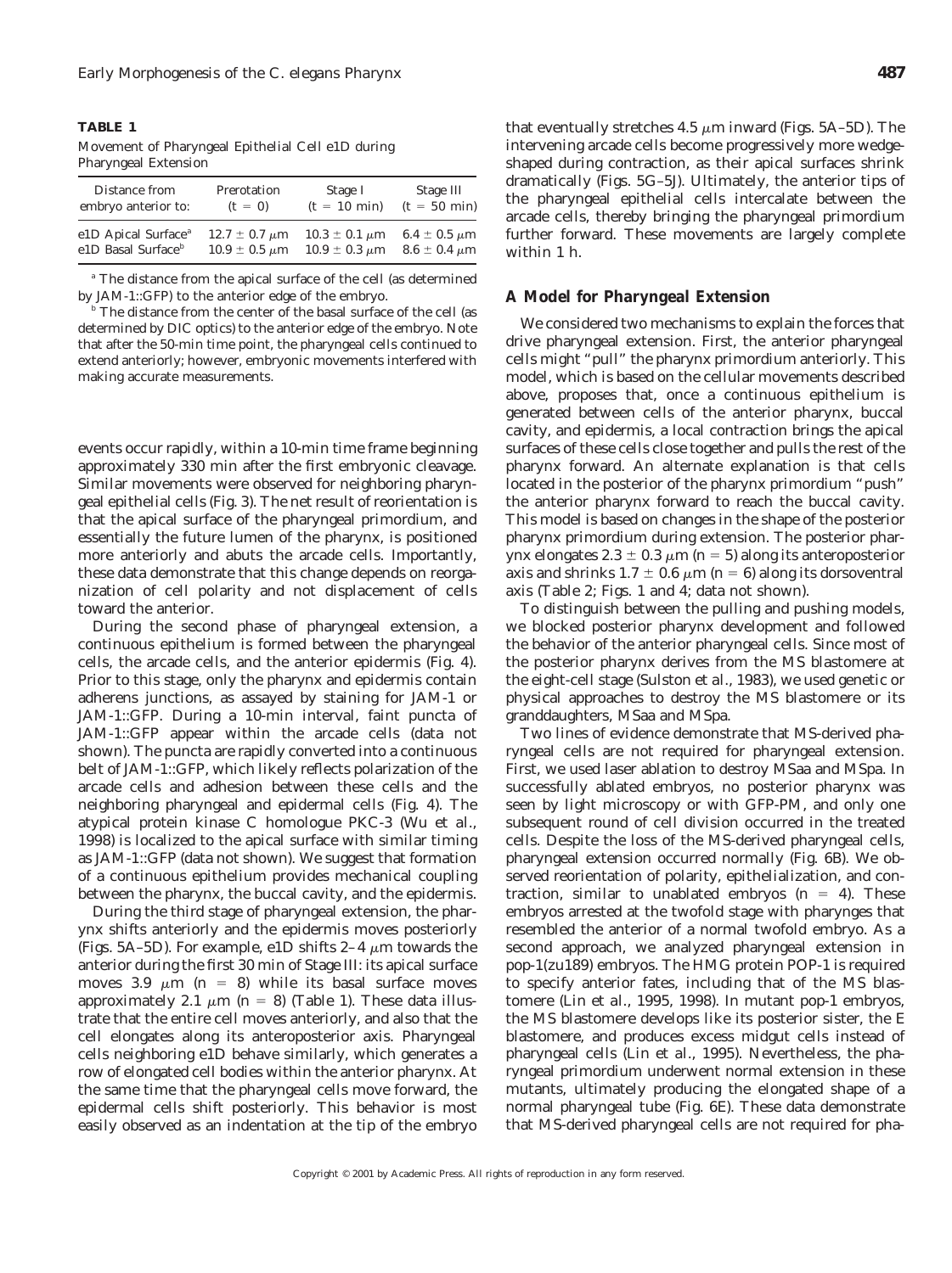**TABLE 1**

Movement of Pharyngeal Epithelial Cell e1D during Pharyngeal Extension

| Distance from embryo anterior to: | Prerotation ($t = 0$) | Stage I ($t = 10$ min) | Stage III ($t = 50$ min) |
|---|---|---|---|
| e1D Apical Surface[a] | $12.7 \pm 0.7$ μm | $10.3 \pm 0.1$ μm | $6.4 \pm 0.5$ μm |
| e1D Basal Surface[b] | $10.9 \pm 0.5$ μm | $10.9 \pm 0.3$ μm | $8.6 \pm 0.4$ μm |

[a] The distance from the apical surface of the cell (as determined by JAM-1::GFP) to the anterior edge of the embryo.

[b] The distance from the center of the basal surface of the cell (as determined by DIC optics) to the anterior edge of the embryo. Note that after the 50-min time point, the pharyngeal cells continued to extend anteriorly; however, embryonic movements interfered with making accurate measurements.

events occur rapidly, within a 10-min time frame beginning approximately 330 min after the first embryonic cleavage. Similar movements were observed for neighboring pharyngeal epithelial cells (Fig. 3). The net result of reorientation is that the apical surface of the pharyngeal primordium, and essentially the future lumen of the pharynx, is positioned more anteriorly and abuts the arcade cells. Importantly, these data demonstrate that this change depends on reorganization of cell polarity and not displacement of cells toward the anterior.

During the second phase of pharyngeal extension, a continuous epithelium is formed between the pharyngeal cells, the arcade cells, and the anterior epidermis (Fig. 4). Prior to this stage, only the pharynx and epidermis contain adherens junctions, as assayed by staining for JAM-1 or JAM-1::GFP. During a 10-min interval, faint puncta of JAM-1::GFP appear within the arcade cells (data not shown). The puncta are rapidly converted into a continuous belt of JAM-1::GFP, which likely reflects polarization of the arcade cells and adhesion between these cells and the neighboring pharyngeal and epidermal cells (Fig. 4). The atypical protein kinase C homologue PKC-3 (Wu *et al.*, 1998) is localized to the apical surface with similar timing as JAM-1::GFP (data not shown). We suggest that formation of a continuous epithelium provides mechanical coupling between the pharynx, the buccal cavity, and the epidermis.

During the third stage of pharyngeal extension, the pharynx shifts anteriorly and the epidermis moves posteriorly (Figs. 5A–5D). For example, e1D shifts 2–4 μm towards the anterior during the first 30 min of Stage III: its apical surface moves 3.9 μm ($n = 8$) while its basal surface moves approximately 2.1 μm ($n = 8$) (Table 1). These data illustrate that the entire cell moves anteriorly, and also that the cell elongates along its anteroposterior axis. Pharyngeal cells neighboring e1D behave similarly, which generates a row of elongated cell bodies within the anterior pharynx. At the same time that the pharyngeal cells move forward, the epidermal cells shift posteriorly. This behavior is most easily observed as an indentation at the tip of the embryo that eventually stretches 4.5 μm inward (Figs. 5A–5D). The intervening arcade cells become progressively more wedge-shaped during contraction, as their apical surfaces shrink dramatically (Figs. 5G–5J). Ultimately, the anterior tips of the pharyngeal epithelial cells intercalate between the arcade cells, thereby bringing the pharyngeal primordium further forward. These movements are largely complete within 1 h.

### A Model for Pharyngeal Extension

We considered two mechanisms to explain the forces that drive pharyngeal extension. First, the anterior pharyngeal cells might "pull" the pharynx primordium anteriorly. This model, which is based on the cellular movements described above, proposes that, once a continuous epithelium is generated between cells of the anterior pharynx, buccal cavity, and epidermis, a local contraction brings the apical surfaces of these cells close together and pulls the rest of the pharynx forward. An alternate explanation is that cells located in the posterior of the pharynx primordium "push" the anterior pharynx forward to reach the buccal cavity. This model is based on changes in the shape of the posterior pharynx primordium during extension. The posterior pharynx elongates $2.3 \pm 0.3$ μm ($n = 5$) along its anteroposterior axis and shrinks $1.7 \pm 0.6$ μm ($n = 6$) along its dorsoventral axis (Table 2; Figs. 1 and 4; data not shown).

To distinguish between the pulling and pushing models, we blocked posterior pharynx development and followed the behavior of the anterior pharyngeal cells. Since most of the posterior pharynx derives from the MS blastomere at the eight-cell stage (Sulston *et al.*, 1983), we used genetic or physical approaches to destroy the MS blastomere or its granddaughters, MSaa and MSpa.

Two lines of evidence demonstrate that MS-derived pharyngeal cells are not required for pharyngeal extension. First, we used laser ablation to destroy MSaa and MSpa. In successfully ablated embryos, no posterior pharynx was seen by light microscopy or with GFP-PM, and only one subsequent round of cell division occurred in the treated cells. Despite the loss of the MS-derived pharyngeal cells, pharyngeal extension occurred normally (Fig. 6B). We observed reorientation of polarity, epithelialization, and contraction, similar to unablated embryos ($n = 4$). These embryos arrested at the twofold stage with pharynges that resembled the anterior of a normal twofold embryo. As a second approach, we analyzed pharyngeal extension in *pop-1(zu189)* embryos. The HMG protein POP-1 is required to specify anterior fates, including that of the MS blastomere (Lin *et al.*, 1995, 1998). In mutant *pop-1* embryos, the MS blastomere develops like its posterior sister, the E blastomere, and produces excess midgut cells instead of pharyngeal cells (Lin *et al.*, 1995). Nevertheless, the pharyngeal primordium underwent normal extension in these mutants, ultimately producing the elongated shape of a normal pharyngeal tube (Fig. 6E). These data demonstrate that MS-derived pharyngeal cells are not required for pha-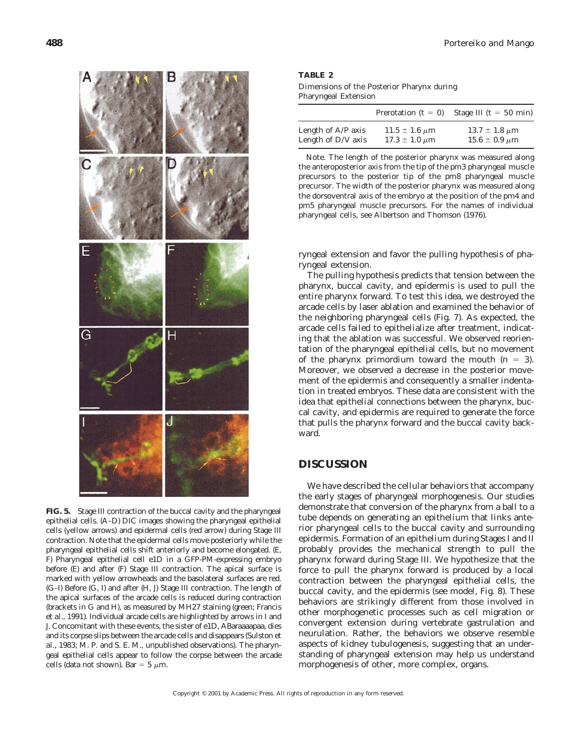**FIG. 5.** Stage III contraction of the buccal cavity and the pharyngeal epithelial cells. (A–D) DIC images showing the pharyngeal epithelial cells (yellow arrows) and epidermal cells (red arrow) during Stage III contraction. Note that the epidermal cells move posteriorly while the pharyngeal epithelial cells shift anteriorly and become elongated. (E, F) Pharyngeal epithelial cell e1D in a GFP-PM-expressing embryo before (E) and after (F) Stage III contraction. The apical surface is marked with yellow arrowheads and the basolateral surfaces are red. (G–I) Before (G, I) and after (H, J) Stage III contraction. The length of the apical surfaces of the arcade cells is reduced during contraction (brackets in G and H), as measured by MH27 staining (green; Francis et al., 1991). Individual arcade cells are highlighted by arrows in I and J. Concomitant with these events, the sister of e1D, ABaraaaapaa, dies and its corpse slips between the arcade cells and disappears (Sulston et al., 1983; M. P. and S. E. M., unpublished observations). The pharyngeal epithelial cells appear to follow the corpse between the arcade cells (data not shown). Bar = 5 μm.

**TABLE 2**

Dimensions of the Posterior Pharynx during Pharyngeal Extension

| | Prerotation (t = 0) | Stage III (t = 50 min) |
|---|---|---|
| Length of A/P axis | 11.5 ± 1.6 μm | 13.7 ± 1.8 μm |
| Length of D/V axis | 17.3 ± 1.0 μm | 15.6 ± 0.9 μm |

*Note.* The length of the posterior pharynx was measured along the anteroposterior axis from the tip of the pm3 pharyngeal muscle precursors to the posterior tip of the pm8 pharyngeal muscle precursor. The width of the posterior pharynx was measured along the dorsoventral axis of the embryo at the position of the pm4 and pm5 pharyngeal muscle precursors. For the names of individual pharyngeal cells, see Albertson and Thomson (1976).

ryngeal extension and favor the pulling hypothesis of pharyngeal extension.

The pulling hypothesis predicts that tension between the pharynx, buccal cavity, and epidermis is used to pull the entire pharynx forward. To test this idea, we destroyed the arcade cells by laser ablation and examined the behavior of the neighboring pharyngeal cells (Fig. 7). As expected, the arcade cells failed to epithelialize after treatment, indicating that the ablation was successful. We observed reorientation of the pharyngeal epithelial cells, but no movement of the pharynx primordium toward the mouth ($n = 3$). Moreover, we observed a decrease in the posterior movement of the epidermis and consequently a smaller indentation in treated embryos. These data are consistent with the idea that epithelial connections between the pharynx, buccal cavity, and epidermis are required to generate the force that pulls the pharynx forward and the buccal cavity backward.

## DISCUSSION

We have described the cellular behaviors that accompany the early stages of pharyngeal morphogenesis. Our studies demonstrate that conversion of the pharynx from a ball to a tube depends on generating an epithelium that links anterior pharyngeal cells to the buccal cavity and surrounding epidermis. Formation of an epithelium during Stages I and II probably provides the mechanical strength to pull the pharynx forward during Stage III. We hypothesize that the force to pull the pharynx forward is produced by a local contraction between the pharyngeal epithelial cells, the buccal cavity, and the epidermis (see model, Fig. 8). These behaviors are strikingly different from those involved in other morphogenetic processes such as cell migration or convergent extension during vertebrate gastrulation and neurulation. Rather, the behaviors we observe resemble aspects of kidney tubulogenesis, suggesting that an understanding of pharyngeal extension may help us understand morphogenesis of other, more complex, organs.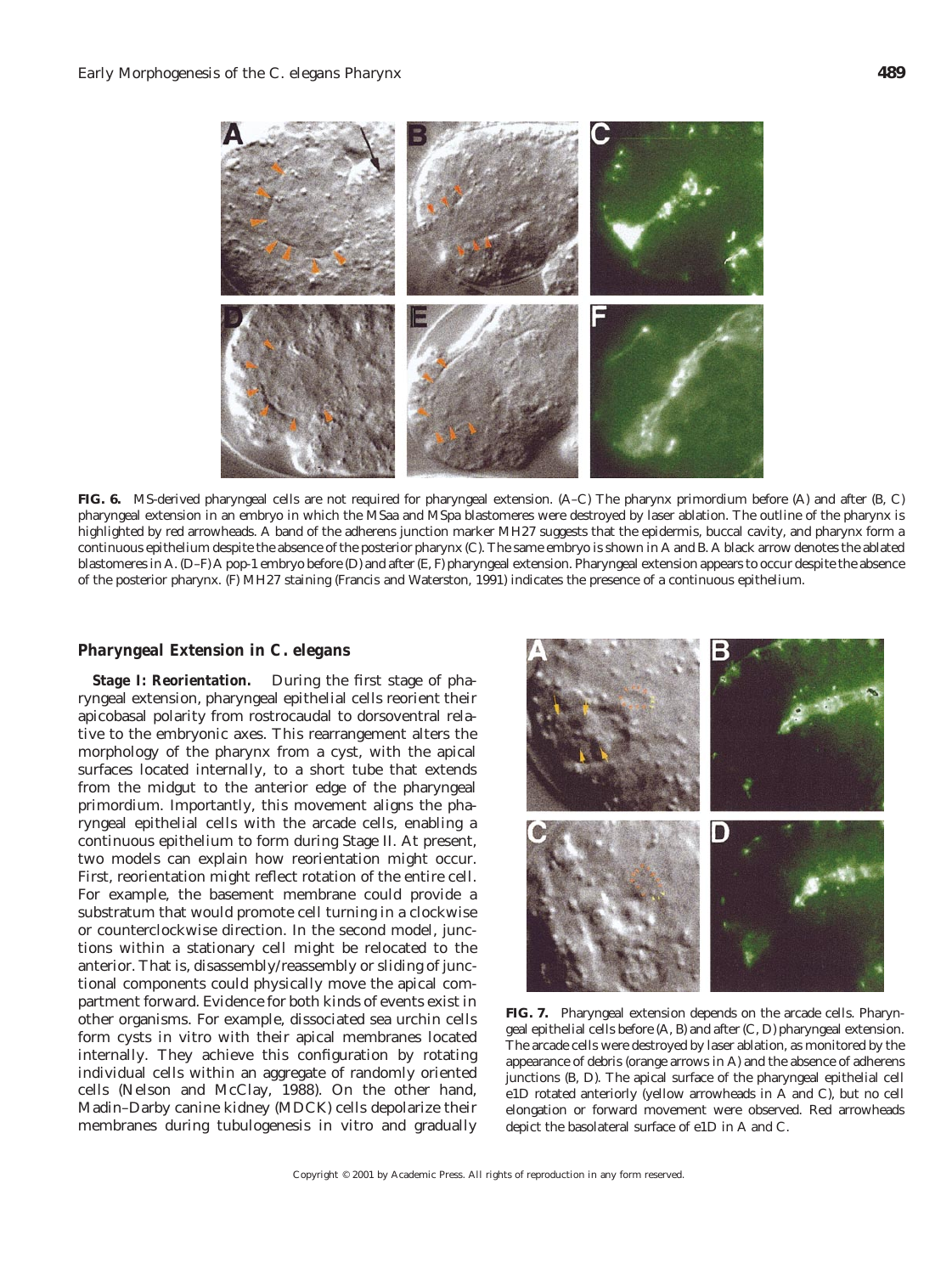**FIG. 6.** MS-derived pharyngeal cells are not required for pharyngeal extension. (A–C) The pharynx primordium before (A) and after (B, C) pharyngeal extension in an embryo in which the MSaa and MSpa blastomeres were destroyed by laser ablation. The outline of the pharynx is highlighted by red arrowheads. A band of the adherens junction marker MH27 suggests that the epidermis, buccal cavity, and pharynx form a continuous epithelium despite the absence of the posterior pharynx (C). The same embryo is shown in A and B. A black arrow denotes the ablated blastomeres in A. (D–F) A pop-1 embryo before (D) and after (E, F) pharyngeal extension. Pharyngeal extension appears to occur despite the absence of the posterior pharynx. (F) MH27 staining (Francis and Waterston, 1991) indicates the presence of a continuous epithelium.

### Pharyngeal Extension in *C. elegans*

***Stage I: Reorientation.*** During the first stage of pharyngeal extension, pharyngeal epithelial cells reorient their apicobasal polarity from rostrocaudal to dorsoventral relative to the embryonic axes. This rearrangement alters the morphology of the pharynx from a cyst, with the apical surfaces located internally, to a short tube that extends from the midgut to the anterior edge of the pharyngeal primordium. Importantly, this movement aligns the pharyngeal epithelial cells with the arcade cells, enabling a continuous epithelium to form during Stage II. At present, two models can explain how reorientation might occur. First, reorientation might reflect rotation of the entire cell. For example, the basement membrane could provide a substratum that would promote cell turning in a clockwise or counterclockwise direction. In the second model, junctions within a stationary cell might be relocated to the anterior. That is, disassembly/reassembly or sliding of junctional components could physically move the apical compartment forward. Evidence for both kinds of events exist in other organisms. For example, dissociated sea urchin cells form cysts in vitro with their apical membranes located internally. They achieve this configuration by rotating individual cells within an aggregate of randomly oriented cells (Nelson and McClay, 1988). On the other hand, Madin–Darby canine kidney (MDCK) cells depolarize their membranes during tubulogenesis in vitro and gradually

**FIG. 7.** Pharyngeal extension depends on the arcade cells. Pharyngeal epithelial cells before (A, B) and after (C, D) pharyngeal extension. The arcade cells were destroyed by laser ablation, as monitored by the appearance of debris (orange arrows in A) and the absence of adherens junctions (B, D). The apical surface of the pharyngeal epithelial cell e1D rotated anteriorly (yellow arrowheads in A and C), but no cell elongation or forward movement were observed. Red arrowheads depict the basolateral surface of e1D in A and C.

Copyright © 2001 by Academic Press. All rights of reproduction in any form reserved.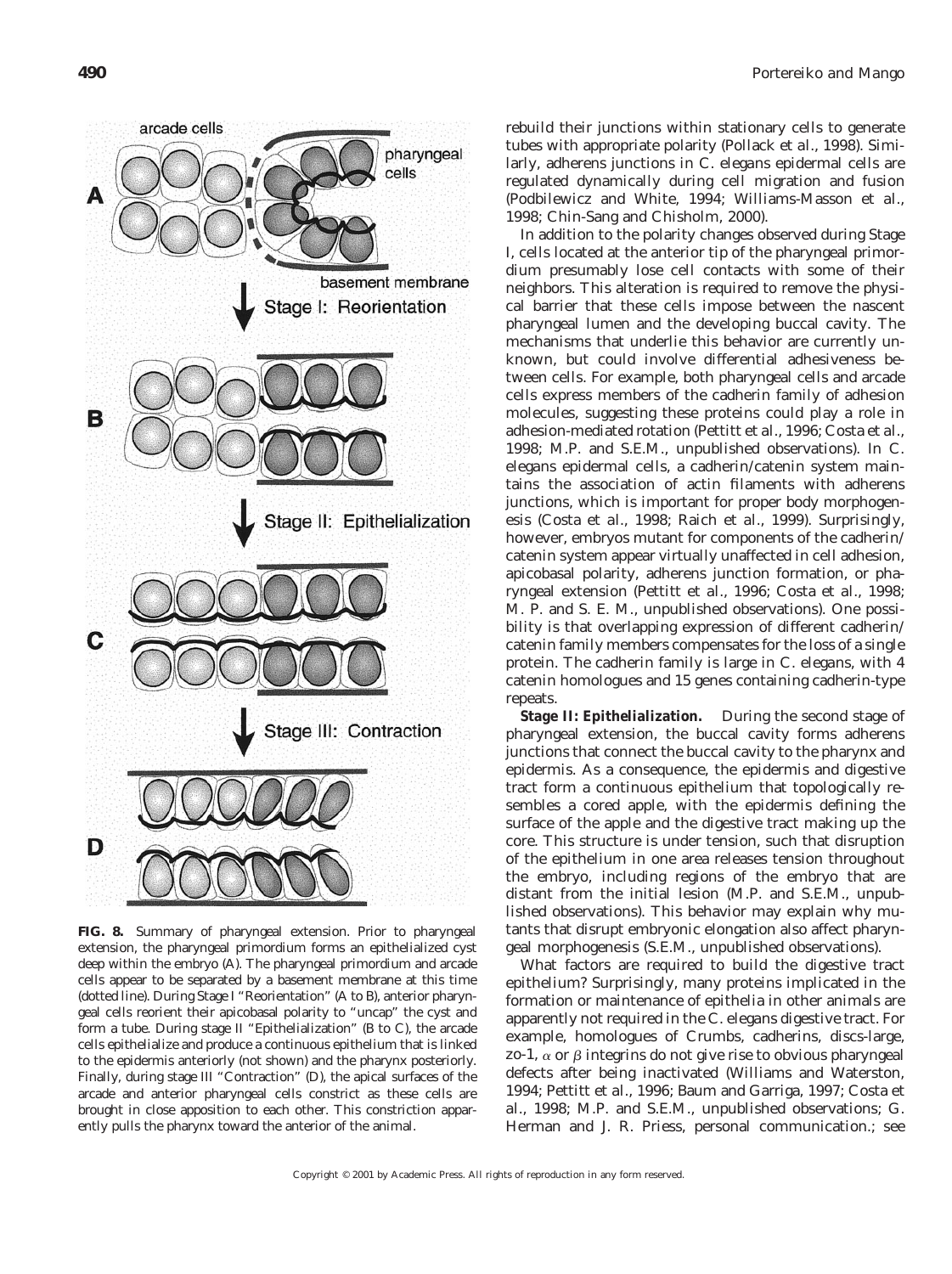**FIG. 8.** Summary of pharyngeal extension. Prior to pharyngeal extension, the pharyngeal primordium forms an epithelialized cyst deep within the embryo (A). The pharyngeal primordium and arcade cells appear to be separated by a basement membrane at this time (dotted line). During Stage I "Reorientation" (A to B), anterior pharyngeal cells reorient their apicobasal polarity to "uncap" the cyst and form a tube. During stage II "Epithelialization" (B to C), the arcade cells epithelialize and produce a continuous epithelium that is linked to the epidermis anteriorly (not shown) and the pharynx posteriorly. Finally, during stage III "Contraction" (D), the apical surfaces of the arcade and anterior pharyngeal cells constrict as these cells are brought in close apposition to each other. This constriction apparently pulls the pharynx toward the anterior of the animal.

rebuild their junctions within stationary cells to generate tubes with appropriate polarity (Pollack *et al.*, 1998). Similarly, adherens junctions in *C. elegans* epidermal cells are regulated dynamically during cell migration and fusion (Podbilewicz and White, 1994; Williams-Masson *et al.*, 1998; Chin-Sang and Chisholm, 2000).

In addition to the polarity changes observed during Stage I, cells located at the anterior tip of the pharyngeal primordium presumably lose cell contacts with some of their neighbors. This alteration is required to remove the physical barrier that these cells impose between the nascent pharyngeal lumen and the developing buccal cavity. The mechanisms that underlie this behavior are currently unknown, but could involve differential adhesiveness between cells. For example, both pharyngeal cells and arcade cells express members of the cadherin family of adhesion molecules, suggesting these proteins could play a role in adhesion-mediated rotation (Pettitt *et al.*, 1996; Costa *et al.*, 1998; M.P. and S.E.M., unpublished observations). In *C. elegans* epidermal cells, a cadherin/catenin system maintains the association of actin filaments with adherens junctions, which is important for proper body morphogenesis (Costa *et al.*, 1998; Raich *et al.*, 1999). Surprisingly, however, embryos mutant for components of the cadherin/catenin system appear virtually unaffected in cell adhesion, apicobasal polarity, adherens junction formation, or pharyngeal extension (Pettitt *et al.*, 1996; Costa *et al.*, 1998; M. P. and S. E. M., unpublished observations). One possibility is that overlapping expression of different cadherin/catenin family members compensates for the loss of a single protein. The cadherin family is large in *C. elegans*, with 4 catenin homologues and 15 genes containing cadherin-type repeats.

***Stage II: Epithelialization.*** During the second stage of pharyngeal extension, the buccal cavity forms adherens junctions that connect the buccal cavity to the pharynx and epidermis. As a consequence, the epidermis and digestive tract form a continuous epithelium that topologically resembles a cored apple, with the epidermis defining the surface of the apple and the digestive tract making up the core. This structure is under tension, such that disruption of the epithelium in one area releases tension throughout the embryo, including regions of the embryo that are distant from the initial lesion (M.P. and S.E.M., unpublished observations). This behavior may explain why mutants that disrupt embryonic elongation also affect pharyngeal morphogenesis (S.E.M., unpublished observations).

What factors are required to build the digestive tract epithelium? Surprisingly, many proteins implicated in the formation or maintenance of epithelia in other animals are apparently not required in the *C. elegans* digestive tract. For example, homologues of Crumbs, cadherins, discs-large, zo-1, $\alpha$ or $\beta$ integrins do not give rise to obvious pharyngeal defects after being inactivated (Williams and Waterston, 1994; Pettitt *et al.*, 1996; Baum and Garriga, 1997; Costa *et al.*, 1998; M.P. and S.E.M., unpublished observations; G. Herman and J. R. Priess, personal communication.; see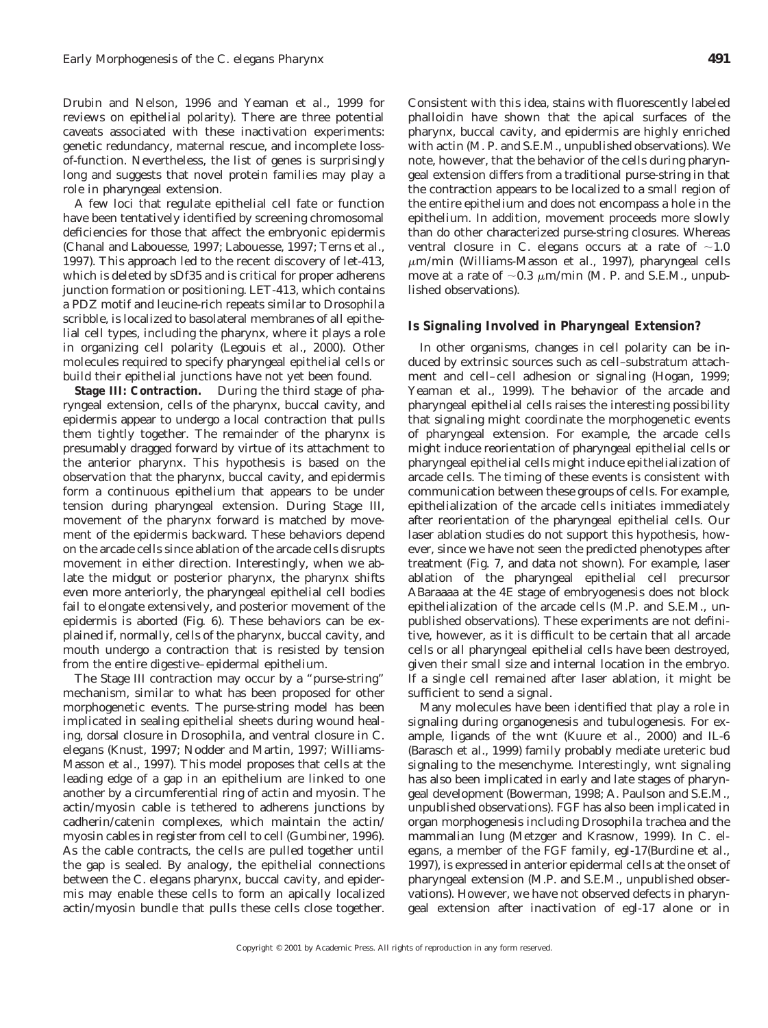Drubin and Nelson, 1996 and Yeaman et al., 1999 for reviews on epithelial polarity). There are three potential caveats associated with these inactivation experiments: genetic redundancy, maternal rescue, and incomplete loss-of-function. Nevertheless, the list of genes is surprisingly long and suggests that novel protein families may play a role in pharyngeal extension.

A few loci that regulate epithelial cell fate or function have been tentatively identified by screening chromosomal deficiencies for those that affect the embryonic epidermis (Chanal and Labouesse, 1997; Labouesse, 1997; Terns et al., 1997). This approach led to the recent discovery of let-413, which is deleted by sDf35 and is critical for proper adherens junction formation or positioning. LET-413, which contains a PDZ motif and leucine-rich repeats similar to Drosophila scribble, is localized to basolateral membranes of all epithelial cell types, including the pharynx, where it plays a role in organizing cell polarity (Legouis et al., 2000). Other molecules required to specify pharyngeal epithelial cells or build their epithelial junctions have not yet been found.

**Stage III: Contraction.** During the third stage of pharyngeal extension, cells of the pharynx, buccal cavity, and epidermis appear to undergo a local contraction that pulls them tightly together. The remainder of the pharynx is presumably dragged forward by virtue of its attachment to the anterior pharynx. This hypothesis is based on the observation that the pharynx, buccal cavity, and epidermis form a continuous epithelium that appears to be under tension during pharyngeal extension. During Stage III, movement of the pharynx forward is matched by movement of the epidermis backward. These behaviors depend on the arcade cells since ablation of the arcade cells disrupts movement in either direction. Interestingly, when we ablate the midgut or posterior pharynx, the pharynx shifts even more anteriorly, the pharyngeal epithelial cell bodies fail to elongate extensively, and posterior movement of the epidermis is aborted (Fig. 6). These behaviors can be explained if, normally, cells of the pharynx, buccal cavity, and mouth undergo a contraction that is resisted by tension from the entire digestive–epidermal epithelium.

The Stage III contraction may occur by a "purse-string" mechanism, similar to what has been proposed for other morphogenetic events. The purse-string model has been implicated in sealing epithelial sheets during wound healing, dorsal closure in Drosophila, and ventral closure in C. elegans (Knust, 1997; Nodder and Martin, 1997; Williams-Masson et al., 1997). This model proposes that cells at the leading edge of a gap in an epithelium are linked to one another by a circumferential ring of actin and myosin. The actin/myosin cable is tethered to adherens junctions by cadherin/catenin complexes, which maintain the actin/myosin cables in register from cell to cell (Gumbiner, 1996). As the cable contracts, the cells are pulled together until the gap is sealed. By analogy, the epithelial connections between the C. elegans pharynx, buccal cavity, and epidermis may enable these cells to form an apically localized actin/myosin bundle that pulls these cells close together. Consistent with this idea, stains with fluorescently labeled phalloidin have shown that the apical surfaces of the pharynx, buccal cavity, and epidermis are highly enriched with actin (M. P. and S.E.M., unpublished observations). We note, however, that the behavior of the cells during pharyngeal extension differs from a traditional purse-string in that the contraction appears to be localized to a small region of the entire epithelium and does not encompass a hole in the epithelium. In addition, movement proceeds more slowly than do other characterized purse-string closures. Whereas ventral closure in C. elegans occurs at a rate of $\sim$1.0 $\mu$m/min (Williams-Masson et al., 1997), pharyngeal cells move at a rate of $\sim$0.3 $\mu$m/min (M. P. and S.E.M., unpublished observations).

## Is Signaling Involved in Pharyngeal Extension?

In other organisms, changes in cell polarity can be induced by extrinsic sources such as cell–substratum attachment and cell–cell adhesion or signaling (Hogan, 1999; Yeaman et al., 1999). The behavior of the arcade and pharyngeal epithelial cells raises the interesting possibility that signaling might coordinate the morphogenetic events of pharyngeal extension. For example, the arcade cells might induce reorientation of pharyngeal epithelial cells or pharyngeal epithelial cells might induce epithelialization of arcade cells. The timing of these events is consistent with communication between these groups of cells. For example, epithelialization of the arcade cells initiates immediately after reorientation of the pharyngeal epithelial cells. Our laser ablation studies do not support this hypothesis, however, since we have not seen the predicted phenotypes after treatment (Fig. 7, and data not shown). For example, laser ablation of the pharyngeal epithelial cell precursor ABaraaaa at the 4E stage of embryogenesis does not block epithelialization of the arcade cells (M.P. and S.E.M., unpublished observations). These experiments are not definitive, however, as it is difficult to be certain that all arcade cells or all pharyngeal epithelial cells have been destroyed, given their small size and internal location in the embryo. If a single cell remained after laser ablation, it might be sufficient to send a signal.

Many molecules have been identified that play a role in signaling during organogenesis and tubulogenesis. For example, ligands of the wnt (Kuure et al., 2000) and IL-6 (Barasch et al., 1999) family probably mediate ureteric bud signaling to the mesenchyme. Interestingly, wnt signaling has also been implicated in early and late stages of pharyngeal development (Bowerman, 1998; A. Paulson and S.E.M., unpublished observations). FGF has also been implicated in organ morphogenesis including Drosophila trachea and the mammalian lung (Metzger and Krasnow, 1999). In C. elegans, a member of the FGF family, egl-17(Burdine et al., 1997), is expressed in anterior epidermal cells at the onset of pharyngeal extension (M.P. and S.E.M., unpublished observations). However, we have not observed defects in pharyngeal extension after inactivation of egl-17 alone or in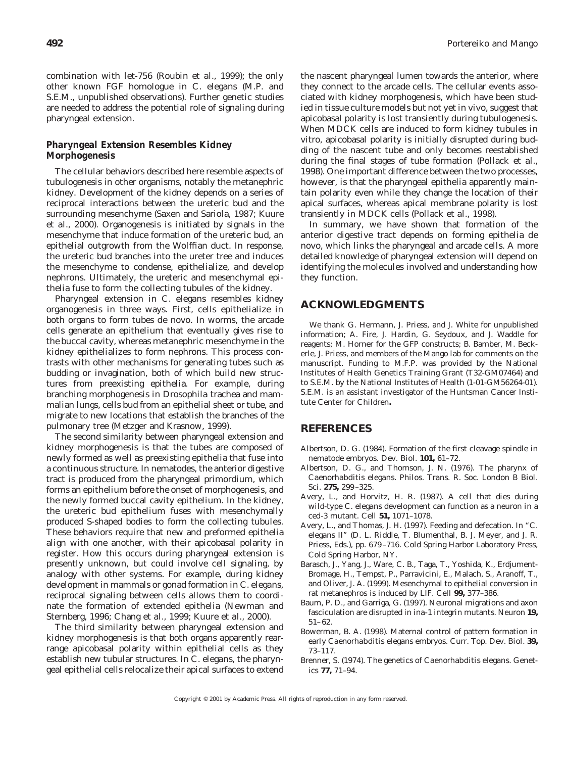combination with let-756 (Roubin et al., 1999); the only other known FGF homologue in *C. elegans* (M.P. and S.E.M., unpublished observations). Further genetic studies are needed to address the potential role of signaling during pharyngeal extension.

### *Pharyngeal Extension Resembles Kidney Morphogenesis*

The cellular behaviors described here resemble aspects of tubulogenesis in other organisms, notably the metanephric kidney. Development of the kidney depends on a series of reciprocal interactions between the ureteric bud and the surrounding mesenchyme (Saxen and Sariola, 1987; Kuure et al., 2000). Organogenesis is initiated by signals in the mesenchyme that induce formation of the ureteric bud, an epithelial outgrowth from the Wolffian duct. In response, the ureteric bud branches into the ureter tree and induces the mesenchyme to condense, epithelialize, and develop nephrons. Ultimately, the ureteric and mesenchymal epithelia fuse to form the collecting tubules of the kidney.

Pharyngeal extension in *C. elegans* resembles kidney organogenesis in three ways. First, cells epithelialize in both organs to form tubes de novo. In worms, the arcade cells generate an epithelium that eventually gives rise to the buccal cavity, whereas metanephric mesenchyme in the kidney epithelializes to form nephrons. This process contrasts with other mechanisms for generating tubes such as budding or invagination, both of which build new structures from preexisting epithelia. For example, during branching morphogenesis in *Drosophila* trachea and mammalian lungs, cells bud from an epithelial sheet or tube, and migrate to new locations that establish the branches of the pulmonary tree (Metzger and Krasnow, 1999).

The second similarity between pharyngeal extension and kidney morphogenesis is that the tubes are composed of newly formed as well as preexisting epithelia that fuse into a continuous structure. In nematodes, the anterior digestive tract is produced from the pharyngeal primordium, which forms an epithelium before the onset of morphogenesis, and the newly formed buccal cavity epithelium. In the kidney, the ureteric bud epithelium fuses with mesenchymally produced S-shaped bodies to form the collecting tubules. These behaviors require that new and preformed epithelia align with one another, with their apicobasal polarity in register. How this occurs during pharyngeal extension is presently unknown, but could involve cell signaling, by analogy with other systems. For example, during kidney development in mammals or gonad formation in *C. elegans*, reciprocal signaling between cells allows them to coordinate the formation of extended epithelia (Newman and Sternberg, 1996; Chang et al., 1999; Kuure et al., 2000).

The third similarity between pharyngeal extension and kidney morphogenesis is that both organs apparently rearrange apicobasal polarity within epithelial cells as they establish new tubular structures. In *C. elegans*, the pharyngeal epithelial cells relocalize their apical surfaces to extend the nascent pharyngeal lumen towards the anterior, where they connect to the arcade cells. The cellular events associated with kidney morphogenesis, which have been studied in tissue culture models but not yet in vivo, suggest that apicobasal polarity is lost transiently during tubulogenesis. When MDCK cells are induced to form kidney tubules in vitro, apicobasal polarity is initially disrupted during budding of the nascent tube and only becomes reestablished during the final stages of tube formation (Pollack et al., 1998). One important difference between the two processes, however, is that the pharyngeal epithelia apparently maintain polarity even while they change the location of their apical surfaces, whereas apical membrane polarity is lost transiently in MDCK cells (Pollack et al., 1998).

In summary, we have shown that formation of the anterior digestive tract depends on forming epithelia de novo, which links the pharyngeal and arcade cells. A more detailed knowledge of pharyngeal extension will depend on identifying the molecules involved and understanding how they function.

## ACKNOWLEDGMENTS

We thank G. Hermann, J. Priess, and J. White for unpublished information; A. Fire, J. Hardin, G. Seydoux, and J. Waddle for reagents; M. Horner for the GFP constructs; B. Bamber, M. Beckerle, J. Priess, and members of the Mango lab for comments on the manuscript. Funding to M.F.P. was provided by the National Institutes of Health Genetics Training Grant (T32-GM07464) and to S.E.M. by the National Institutes of Health (1-01-GM56264-01). S.E.M. is an assistant investigator of the Huntsman Cancer Institute Center for Children**.**

## REFERENCES

Albertson, D. G. (1984). Formation of the first cleavage spindle in nematode embryos. *Dev. Biol.* **101,** 61–72.

Albertson, D. G., and Thomson, J. N. (1976). The pharynx of *Caenorhabditis elegans*. *Philos. Trans. R. Soc. London B Biol. Sci.* **275,** 299–325.

Avery, L., and Horvitz, H. R. (1987). A cell that dies during wild-type *C. elegans* development can function as a neuron in a *ced-3* mutant. *Cell* **51,** 1071–1078.

Avery, L., and Thomas, J. H. (1997). Feeding and defecation. In "*C. elegans* II" (D. L. Riddle, T. Blumenthal, B. J. Meyer, and J. R. Priess, Eds.), pp. 679–716. Cold Spring Harbor Laboratory Press, Cold Spring Harbor, NY.

Barasch, J., Yang, J., Ware, C. B., Taga, T., Yoshida, K., Erdjument-Bromage, H., Tempst, P., Parravicini, E., Malach, S., Aranoff, T., and Oliver, J. A. (1999). Mesenchymal to epithelial conversion in rat metanephros is induced by LIF. *Cell* **99,** 377–386.

Baum, P. D., and Garriga, G. (1997). Neuronal migrations and axon fasciculation are disrupted in *ina-1* integrin mutants. *Neuron* **19,** 51–62.

Bowerman, B. A. (1998). Maternal control of pattern formation in early *Caenorhabditis elegans* embryos. *Curr. Top. Dev. Biol.* **39,** 73–117.

Brenner, S. (1974). The genetics of *Caenorhabditis elegans*. *Genetics* **77,** 71–94.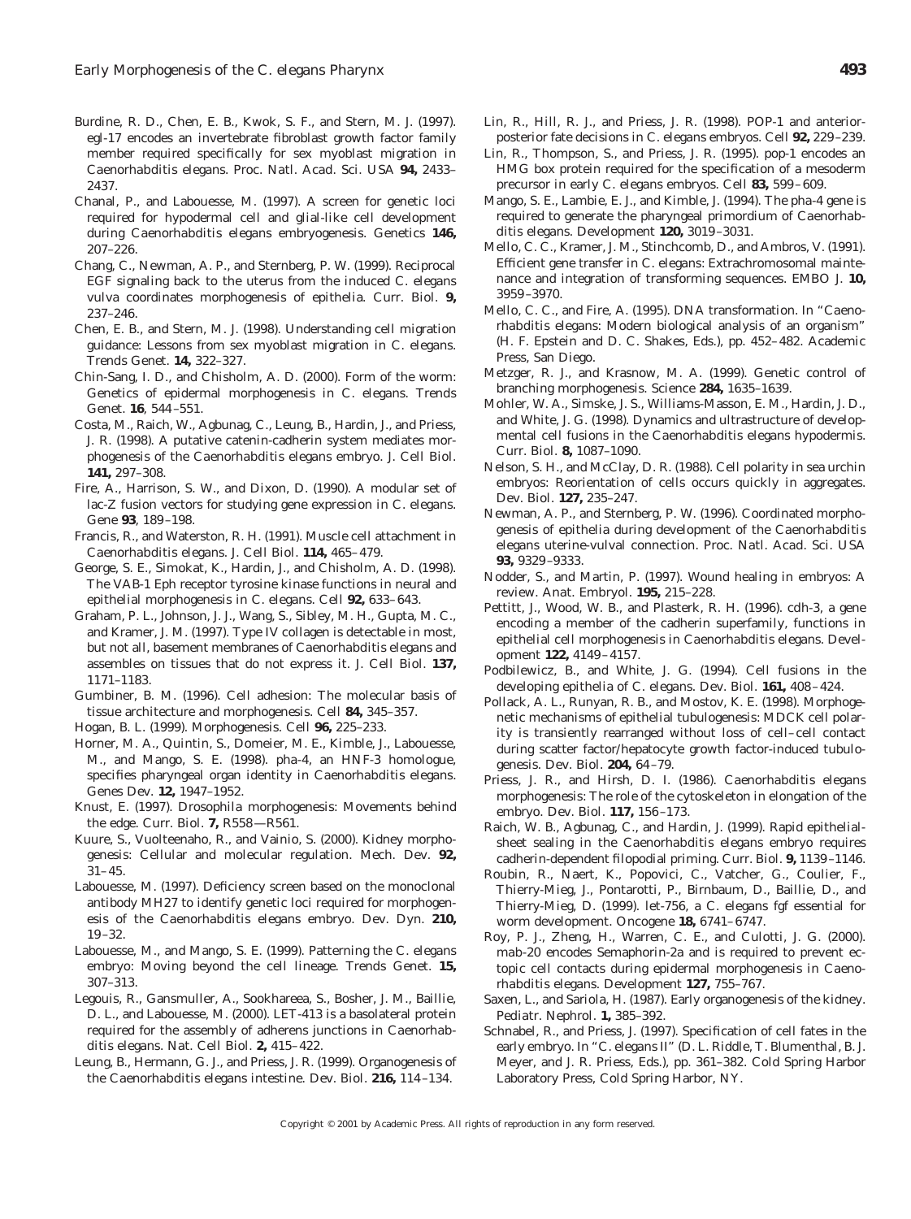Burdine, R. D., Chen, E. B., Kwok, S. F., and Stern, M. J. (1997). egl-17 encodes an invertebrate fibroblast growth factor family member required specifically for sex myoblast migration in *Caenorhabditis elegans*. *Proc. Natl. Acad. Sci. USA* **94,** 2433–2437.

Chanal, P., and Labouesse, M. (1997). A screen for genetic loci required for hypodermal cell and glial-like cell development during *Caenorhabditis elegans* embryogenesis. *Genetics* **146,** 207–226.

Chang, C., Newman, A. P., and Sternberg, P. W. (1999). Reciprocal EGF signaling back to the uterus from the induced *C. elegans* vulva coordinates morphogenesis of epithelia. *Curr. Biol.* **9,** 237–246.

Chen, E. B., and Stern, M. J. (1998). Understanding cell migration guidance: Lessons from sex myoblast migration in *C. elegans*. *Trends Genet.* **14,** 322–327.

Chin-Sang, I. D., and Chisholm, A. D. (2000). Form of the worm: Genetics of epidermal morphogenesis in *C. elegans*. *Trends Genet.* **16**, 544–551.

Costa, M., Raich, W., Agbunag, C., Leung, B., Hardin, J., and Priess, J. R. (1998). A putative catenin-cadherin system mediates morphogenesis of the *Caenorhabditis elegans* embryo. *J. Cell Biol.* **141,** 297–308.

Fire, A., Harrison, S. W., and Dixon, D. (1990). A modular set of lac-Z fusion vectors for studying gene expression in *C. elegans*. *Gene* **93**, 189–198.

Francis, R., and Waterston, R. H. (1991). Muscle cell attachment in *Caenorhabditis elegans*. *J. Cell Biol.* **114,** 465–479.

George, S. E., Simokat, K., Hardin, J., and Chisholm, A. D. (1998). The VAB-1 Eph receptor tyrosine kinase functions in neural and epithelial morphogenesis in *C. elegans*. *Cell* **92,** 633–643.

Graham, P. L., Johnson, J. J., Wang, S., Sibley, M. H., Gupta, M. C., and Kramer, J. M. (1997). Type IV collagen is detectable in most, but not all, basement membranes of *Caenorhabditis elegans* and assembles on tissues that do not express it. *J. Cell Biol.* **137,** 1171–1183.

Gumbiner, B. M. (1996). Cell adhesion: The molecular basis of tissue architecture and morphogenesis. *Cell* **84,** 345–357.

Hogan, B. L. (1999). Morphogenesis. *Cell* **96,** 225–233.

Horner, M. A., Quintin, S., Domeier, M. E., Kimble, J., Labouesse, M., and Mango, S. E. (1998). pha-4, an HNF-3 homologue, specifies pharyngeal organ identity in *Caenorhabditis elegans*. *Genes Dev.* **12,** 1947–1952.

Knust, E. (1997). *Drosophila* morphogenesis: Movements behind the edge. *Curr. Biol.* **7,** R558—R561.

Kuure, S., Vuolteenaho, R., and Vainio, S. (2000). Kidney morphogenesis: Cellular and molecular regulation. *Mech. Dev.* **92,** 31–45.

Labouesse, M. (1997). Deficiency screen based on the monoclonal antibody MH27 to identify genetic loci required for morphogenesis of the *Caenorhabditis elegans* embryo. *Dev. Dyn.* **210,** 19–32.

Labouesse, M., and Mango, S. E. (1999). Patterning the *C. elegans* embryo: Moving beyond the cell lineage. *Trends Genet.* **15,** 307–313.

Legouis, R., Gansmuller, A., Sookhareea, S., Bosher, J. M., Baillie, D. L., and Labouesse, M. (2000). LET-413 is a basolateral protein required for the assembly of adherens junctions in *Caenorhabditis elegans*. *Nat. Cell Biol.* **2,** 415–422.

Leung, B., Hermann, G. J., and Priess, J. R. (1999). Organogenesis of the *Caenorhabditis elegans* intestine. *Dev. Biol.* **216,** 114–134.

Lin, R., Hill, R. J., and Priess, J. R. (1998). POP-1 and anterior-posterior fate decisions in *C. elegans* embryos. *Cell* **92,** 229–239.

Lin, R., Thompson, S., and Priess, J. R. (1995). pop-1 encodes an HMG box protein required for the specification of a mesoderm precursor in early *C. elegans* embryos. *Cell* **83,** 599–609.

Mango, S. E., Lambie, E. J., and Kimble, J. (1994). The pha-4 gene is required to generate the pharyngeal primordium of *Caenorhabditis elegans*. *Development* **120,** 3019–3031.

Mello, C. C., Kramer, J. M., Stinchcomb, D., and Ambros, V. (1991). Efficient gene transfer in *C. elegans*: Extrachromosomal maintenance and integration of transforming sequences. *EMBO J.* **10,** 3959–3970.

Mello, C. C., and Fire, A. (1995). DNA transformation. In "*Caenorhabditis elegans*: Modern biological analysis of an organism" (H. F. Epstein and D. C. Shakes, Eds.), pp. 452–482. Academic Press, San Diego.

Metzger, R. J., and Krasnow, M. A. (1999). Genetic control of branching morphogenesis. *Science* **284,** 1635–1639.

Mohler, W. A., Simske, J. S., Williams-Masson, E. M., Hardin, J. D., and White, J. G. (1998). Dynamics and ultrastructure of developmental cell fusions in the *Caenorhabditis elegans* hypodermis. *Curr. Biol.* **8,** 1087–1090.

Nelson, S. H., and McClay, D. R. (1988). Cell polarity in sea urchin embryos: Reorientation of cells occurs quickly in aggregates. *Dev. Biol.* **127,** 235–247.

Newman, A. P., and Sternberg, P. W. (1996). Coordinated morphogenesis of epithelia during development of the *Caenorhabditis elegans* uterine-vulval connection. *Proc. Natl. Acad. Sci. USA* **93,** 9329–9333.

Nodder, S., and Martin, P. (1997). Wound healing in embryos: A review. *Anat. Embryol.* **195,** 215–228.

Pettitt, J., Wood, W. B., and Plasterk, R. H. (1996). cdh-3, a gene encoding a member of the cadherin superfamily, functions in epithelial cell morphogenesis in *Caenorhabditis elegans*. *Development* **122,** 4149–4157.

Podbilewicz, B., and White, J. G. (1994). Cell fusions in the developing epithelia of *C. elegans*. *Dev. Biol.* **161,** 408–424.

Pollack, A. L., Runyan, R. B., and Mostov, K. E. (1998). Morphogenetic mechanisms of epithelial tubulogenesis: MDCK cell polarity is transiently rearranged without loss of cell–cell contact during scatter factor/hepatocyte growth factor-induced tubulogenesis. *Dev. Biol.* **204,** 64–79.

Priess, J. R., and Hirsh, D. I. (1986). *Caenorhabditis elegans* morphogenesis: The role of the cytoskeleton in elongation of the embryo. *Dev. Biol.* **117,** 156–173.

Raich, W. B., Agbunag, C., and Hardin, J. (1999). Rapid epithelial-sheet sealing in the *Caenorhabditis elegans* embryo requires cadherin-dependent filopodial priming. *Curr. Biol.* **9,** 1139–1146.

Roubin, R., Naert, K., Popovici, C., Vatcher, G., Coulier, F., Thierry-Mieg, J., Pontarotti, P., Birnbaum, D., Baillie, D., and Thierry-Mieg, D. (1999). let-756, a *C. elegans* fgf essential for worm development. *Oncogene* **18,** 6741–6747.

Roy, P. J., Zheng, H., Warren, C. E., and Culotti, J. G. (2000). mab-20 encodes Semaphorin-2a and is required to prevent ectopic cell contacts during epidermal morphogenesis in *Caenorhabditis elegans*. *Development* **127,** 755–767.

Saxen, L., and Sariola, H. (1987). Early organogenesis of the kidney. *Pediatr. Nephrol.* **1,** 385–392.

Schnabel, R., and Priess, J. (1997). Specification of cell fates in the early embryo. In "*C. elegans* II" (D. L. Riddle, T. Blumenthal, B. J. Meyer, and J. R. Priess, Eds.), pp. 361–382. Cold Spring Harbor Laboratory Press, Cold Spring Harbor, NY.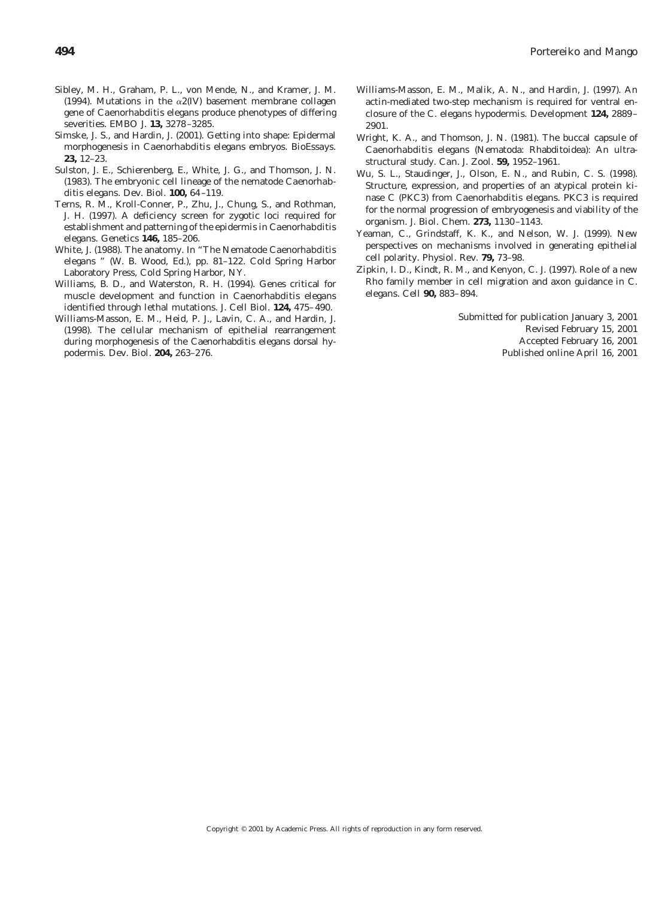Sibley, M. H., Graham, P. L., von Mende, N., and Kramer, J. M. (1994). Mutations in the $\alpha$2(IV) basement membrane collagen gene of *Caenorhabditis elegans* produce phenotypes of differing severities. *EMBO J.* **13,** 3278–3285.

Simske, J. S., and Hardin, J. (2001). Getting into shape: Epidermal morphogenesis in *Caenorhabditis elegans* embryos. *BioEssays.* **23,** 12–23.

Sulston, J. E., Schierenberg, E., White, J. G., and Thomson, J. N. (1983). The embryonic cell lineage of the nematode *Caenorhabditis elegans. Dev. Biol.* **100,** 64–119.

Terns, R. M., Kroll-Conner, P., Zhu, J., Chung, S., and Rothman, J. H. (1997). A deficiency screen for zygotic loci required for establishment and patterning of the epidermis in *Caenorhabditis elegans. Genetics* **146,** 185–206.

White, J. (1988). The anatomy. In "The Nematode *Caenorhabditis elegans* " (W. B. Wood, Ed.), pp. 81–122. Cold Spring Harbor Laboratory Press, Cold Spring Harbor, NY.

Williams, B. D., and Waterston, R. H. (1994). Genes critical for muscle development and function in *Caenorhabditis elegans* identified through lethal mutations. *J. Cell Biol.* **124,** 475–490.

Williams-Masson, E. M., Heid, P. J., Lavin, C. A., and Hardin, J. (1998). The cellular mechanism of epithelial rearrangement during morphogenesis of the *Caenorhabditis elegans* dorsal hypodermis. *Dev. Biol.* **204,** 263–276.

Williams-Masson, E. M., Malik, A. N., and Hardin, J. (1997). An actin-mediated two-step mechanism is required for ventral enclosure of the *C. elegans* hypodermis. *Development* **124,** 2889–2901.

Wright, K. A., and Thomson, J. N. (1981). The buccal capsule of *Caenorhabditis elegans* (Nematoda: Rhabditoidea): An ultrastructural study. *Can. J. Zool.* **59,** 1952–1961.

Wu, S. L., Staudinger, J., Olson, E. N., and Rubin, C. S. (1998). Structure, expression, and properties of an atypical protein kinase C (PKC3) from *Caenorhabditis elegans*. PKC3 is required for the normal progression of embryogenesis and viability of the organism. *J. Biol. Chem.* **273,** 1130–1143.

Yeaman, C., Grindstaff, K. K., and Nelson, W. J. (1999). New perspectives on mechanisms involved in generating epithelial cell polarity. *Physiol. Rev.* **79,** 73–98.

Zipkin, I. D., Kindt, R. M., and Kenyon, C. J. (1997). Role of a new Rho family member in cell migration and axon guidance in *C. elegans*. *Cell* **90,** 883–894.

Submitted for publication January 3, 2001
Revised February 15, 2001
Accepted February 16, 2001
Published online April 16, 2001

Copyright © 2001 by Academic Press. All rights of reproduction in any form reserved.